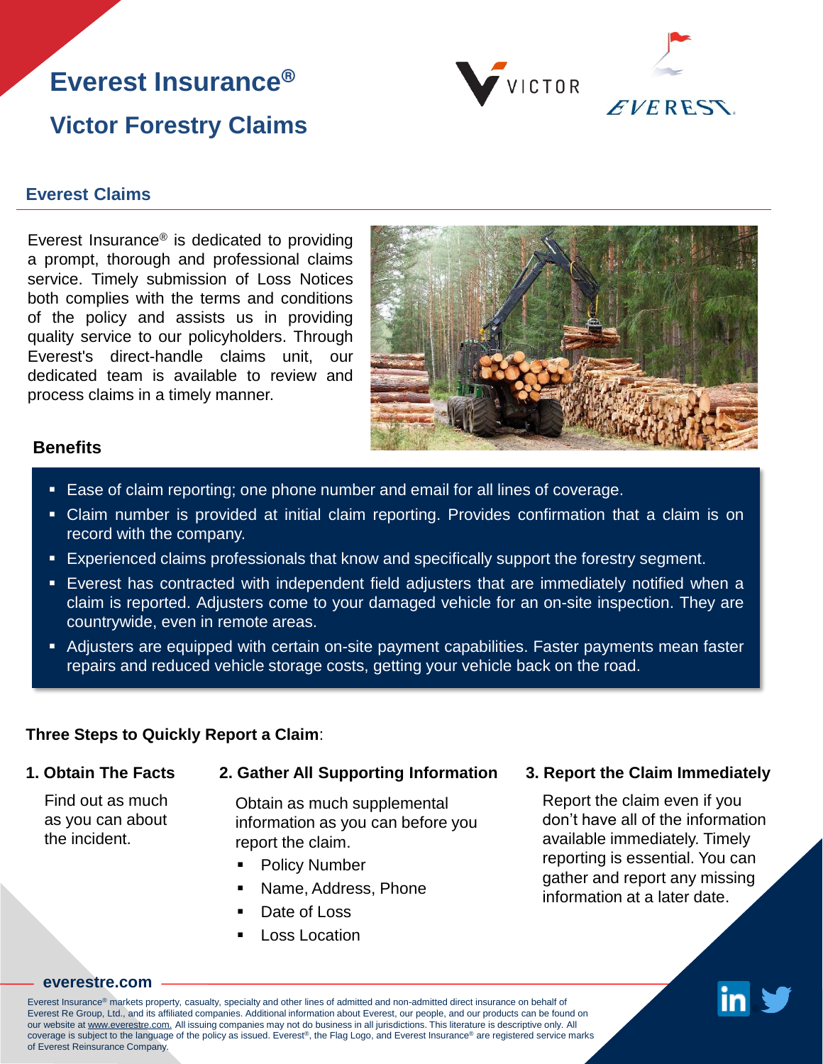# Everest Insurance®

## Victor Forestry Claims

VICTOR

EVEREST.

### Everest Claims

Everest Insurance® is dedicated to providing a prompt, thorough and professional claims service. Timely submission of Loss Notices both complies with the terms and conditions of the policy and assists us in providing quality service to our policyholders. Through Everest's direct-handle claims unit, our dedicated team is available to review and process claims in a timely manner.

### Benefits

- Ease of claim reporting; one phone number and email for all lines of coverage.
- Claim number is provided at initial claim reporting. Provides confirmation that a claim is on record with the company.
- Experienced claims professionals that know and specifically support the forestry segment.
- Everest has contracted with independent field adjusters that are immediately notified when a claim is reported. Adjusters come to your damaged vehicle for an on-site inspection. They are countrywide, even in remote areas.
- Adjusters are equipped with certain on-site payment capabilities. Faster payments mean faster repairs and reduced vehicle storage costs, getting your vehicle back on the road.

**Three Steps to Quickly Report a Claim**:

**1. Obtain The Facts**

Find out as much as you can about the incident.

**2. Gather All Supporting Information**

Obtain as much supplemental information as you can before you report the claim.

- Policy Number
- Name, Address, Phone
- Date of Loss
- Loss Location

**3. Report the Claim Immediately**

Report the claim even if you don't have all of the information available immediately. Timely reporting is essential. You can gather and report any missing information at a later date.

**everestre.com**

Everest Insurance® markets property, casualty, specialty and other lines of admitted and non-admitted direct insurance on behalf of Everest Re Group, Ltd., and its affiliated companies. Additional information about Everest, our people, and our products can be found on our website at www.everestre.com. All issuing companies may not do business in all jurisdictions. This literature is descriptive only. All coverage is subject to the language of the policy as issued. Everest®, the Flag Logo, and Everest Insurance® are registered service marks of Everest Reinsurance Company.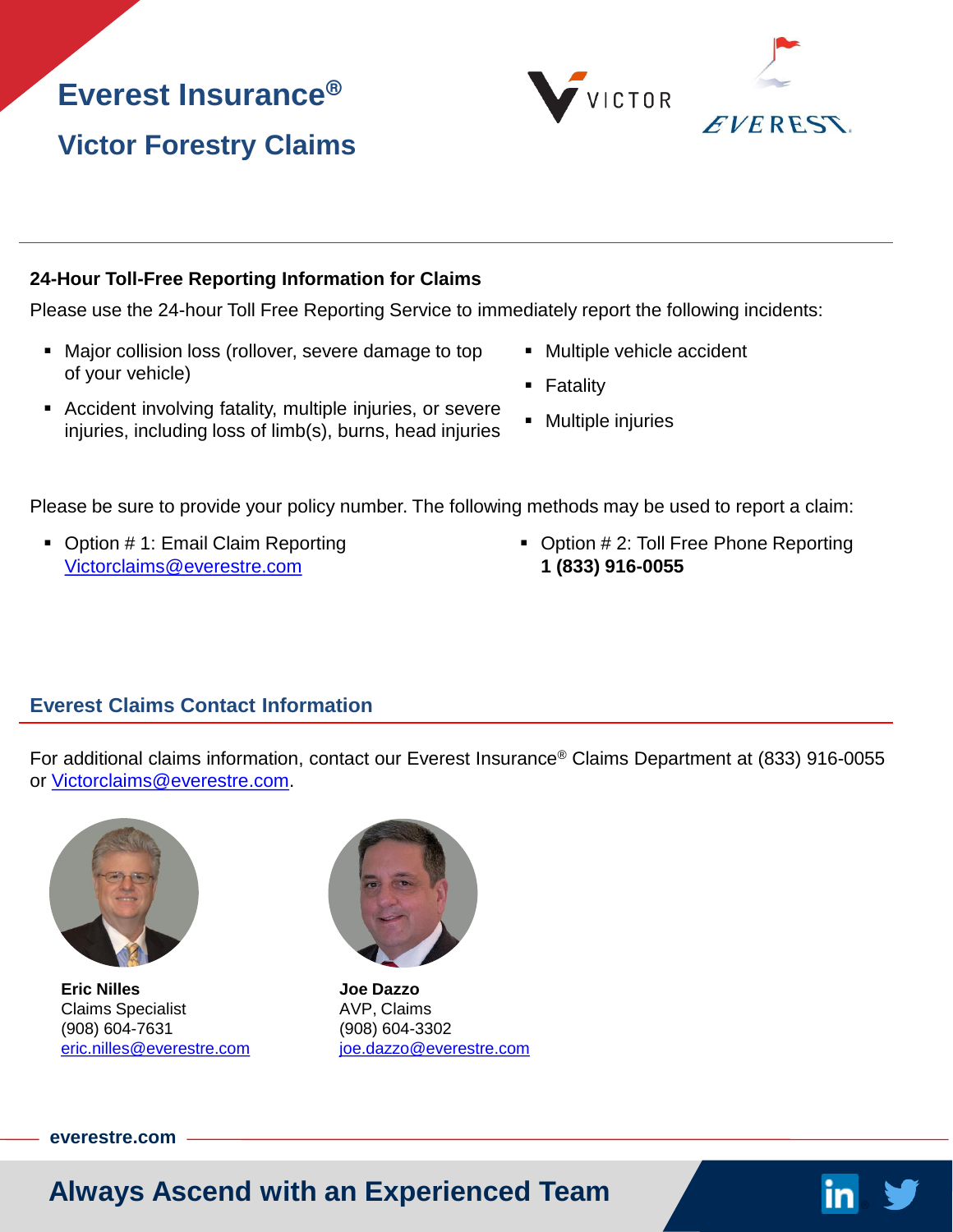# Everest Insurance®

## Victor Forestry Claims

### 24-Hour Toll-Free Reporting Information for Claims

Please use the 24-hour Toll Free Reporting Service to immediately report the following incidents:

- Major collision loss (rollover, severe damage to top of your vehicle)
- Accident involving fatality, multiple injuries, or severe injuries, including loss of limb(s), burns, head injuries
- Multiple vehicle accident
- Fatality
- Multiple injuries

Please be sure to provide your policy number. The following methods may be used to report a claim:

- Option # 1: Email Claim Reporting
  Victorclaims@everestre.com
- Option # 2: Toll Free Phone Reporting
  **1 (833) 916-0055**

## Everest Claims Contact Information

For additional claims information, contact our Everest Insurance® Claims Department at (833) 916-0055 or Victorclaims@everestre.com.

**Eric Nilles**
Claims Specialist
(908) 604-7631
eric.nilles@everestre.com

**Joe Dazzo**
AVP, Claims
(908) 604-3302
joe.dazzo@everestre.com

**everestre.com**

**Always Ascend with an Experienced Team**